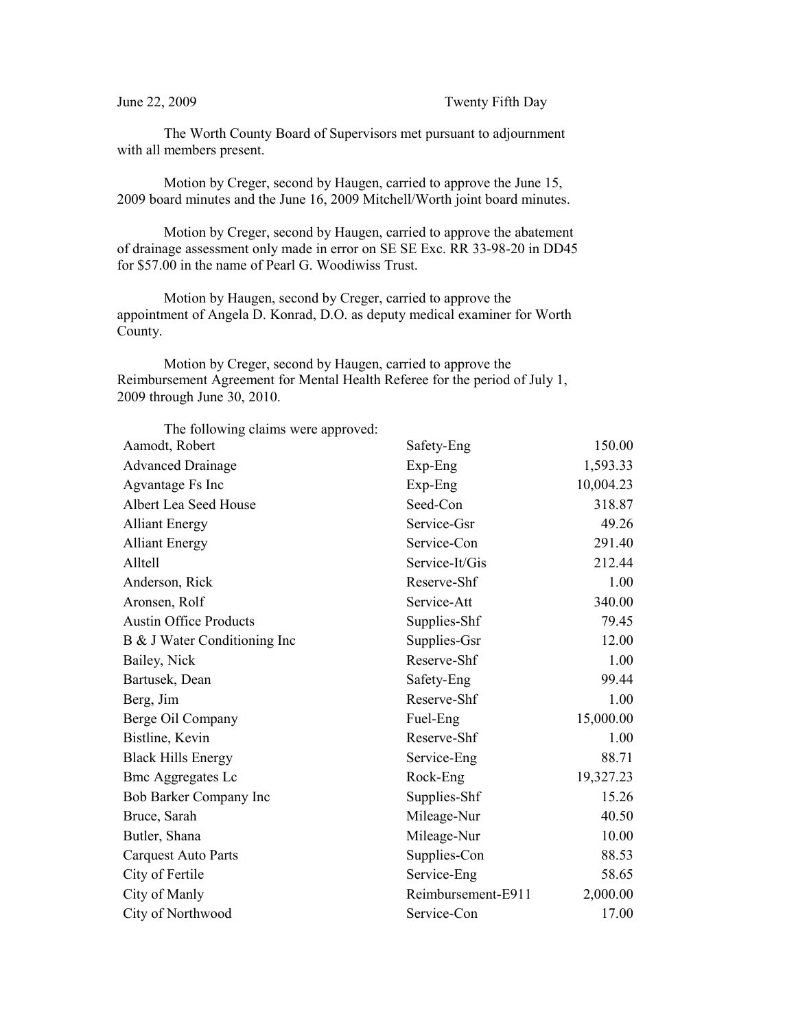June 22, 2009 Twenty Fifth Day

The Worth County Board of Supervisors met pursuant to adjournment with all members present.

Motion by Creger, second by Haugen, carried to approve the June 15, 2009 board minutes and the June 16, 2009 Mitchell/Worth joint board minutes.

Motion by Creger, second by Haugen, carried to approve the abatement of drainage assessment only made in error on SE SE Exc. RR 33-98-20 in DD45 for $57.00 in the name of Pearl G. Woodiwiss Trust.

Motion by Haugen, second by Creger, carried to approve the appointment of Angela D. Konrad, D.O. as deputy medical examiner for Worth County.

Motion by Creger, second by Haugen, carried to approve the Reimbursement Agreement for Mental Health Referee for the period of July 1, 2009 through June 30, 2010.

The following claims were approved:

| | | |
|---|---|---|
| Aamodt, Robert | Safety-Eng | 150.00 |
| Advanced Drainage | Exp-Eng | 1,593.33 |
| Agvantage Fs Inc | Exp-Eng | 10,004.23 |
| Albert Lea Seed House | Seed-Con | 318.87 |
| Alliant Energy | Service-Gsr | 49.26 |
| Alliant Energy | Service-Con | 291.40 |
| Alltell | Service-It/Gis | 212.44 |
| Anderson, Rick | Reserve-Shf | 1.00 |
| Aronsen, Rolf | Service-Att | 340.00 |
| Austin Office Products | Supplies-Shf | 79.45 |
| B & J Water Conditioning Inc | Supplies-Gsr | 12.00 |
| Bailey, Nick | Reserve-Shf | 1.00 |
| Bartusek, Dean | Safety-Eng | 99.44 |
| Berg, Jim | Reserve-Shf | 1.00 |
| Berge Oil Company | Fuel-Eng | 15,000.00 |
| Bistline, Kevin | Reserve-Shf | 1.00 |
| Black Hills Energy | Service-Eng | 88.71 |
| Bmc Aggregates Lc | Rock-Eng | 19,327.23 |
| Bob Barker Company Inc | Supplies-Shf | 15.26 |
| Bruce, Sarah | Mileage-Nur | 40.50 |
| Butler, Shana | Mileage-Nur | 10.00 |
| Carquest Auto Parts | Supplies-Con | 88.53 |
| City of Fertile | Service-Eng | 58.65 |
| City of Manly | Reimbursement-E911 | 2,000.00 |
| City of Northwood | Service-Con | 17.00 |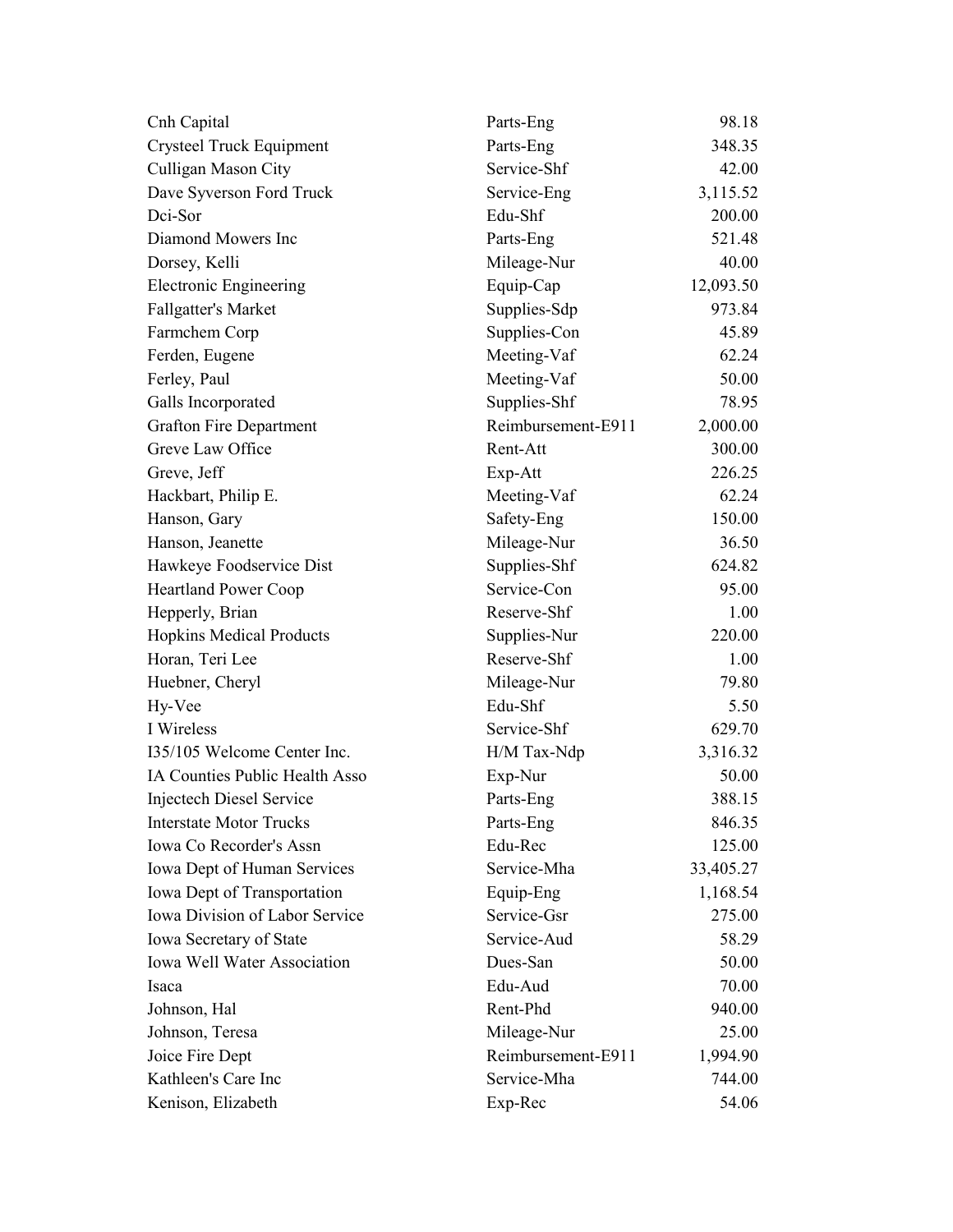| | | |
|---|---|---|
| Cnh Capital | Parts-Eng | 98.18 |
| Crysteel Truck Equipment | Parts-Eng | 348.35 |
| Culligan Mason City | Service-Shf | 42.00 |
| Dave Syverson Ford Truck | Service-Eng | 3,115.52 |
| Dci-Sor | Edu-Shf | 200.00 |
| Diamond Mowers Inc | Parts-Eng | 521.48 |
| Dorsey, Kelli | Mileage-Nur | 40.00 |
| Electronic Engineering | Equip-Cap | 12,093.50 |
| Fallgatter's Market | Supplies-Sdp | 973.84 |
| Farmchem Corp | Supplies-Con | 45.89 |
| Ferden, Eugene | Meeting-Vaf | 62.24 |
| Ferley, Paul | Meeting-Vaf | 50.00 |
| Galls Incorporated | Supplies-Shf | 78.95 |
| Grafton Fire Department | Reimbursement-E911 | 2,000.00 |
| Greve Law Office | Rent-Att | 300.00 |
| Greve, Jeff | Exp-Att | 226.25 |
| Hackbart, Philip E. | Meeting-Vaf | 62.24 |
| Hanson, Gary | Safety-Eng | 150.00 |
| Hanson, Jeanette | Mileage-Nur | 36.50 |
| Hawkeye Foodservice Dist | Supplies-Shf | 624.82 |
| Heartland Power Coop | Service-Con | 95.00 |
| Hepperly, Brian | Reserve-Shf | 1.00 |
| Hopkins Medical Products | Supplies-Nur | 220.00 |
| Horan, Teri Lee | Reserve-Shf | 1.00 |
| Huebner, Cheryl | Mileage-Nur | 79.80 |
| Hy-Vee | Edu-Shf | 5.50 |
| I Wireless | Service-Shf | 629.70 |
| I35/105 Welcome Center Inc. | H/M Tax-Ndp | 3,316.32 |
| IA Counties Public Health Asso | Exp-Nur | 50.00 |
| Injectech Diesel Service | Parts-Eng | 388.15 |
| Interstate Motor Trucks | Parts-Eng | 846.35 |
| Iowa Co Recorder's Assn | Edu-Rec | 125.00 |
| Iowa Dept of Human Services | Service-Mha | 33,405.27 |
| Iowa Dept of Transportation | Equip-Eng | 1,168.54 |
| Iowa Division of Labor Service | Service-Gsr | 275.00 |
| Iowa Secretary of State | Service-Aud | 58.29 |
| Iowa Well Water Association | Dues-San | 50.00 |
| Isaca | Edu-Aud | 70.00 |
| Johnson, Hal | Rent-Phd | 940.00 |
| Johnson, Teresa | Mileage-Nur | 25.00 |
| Joice Fire Dept | Reimbursement-E911 | 1,994.90 |
| Kathleen's Care Inc | Service-Mha | 744.00 |
| Kenison, Elizabeth | Exp-Rec | 54.06 |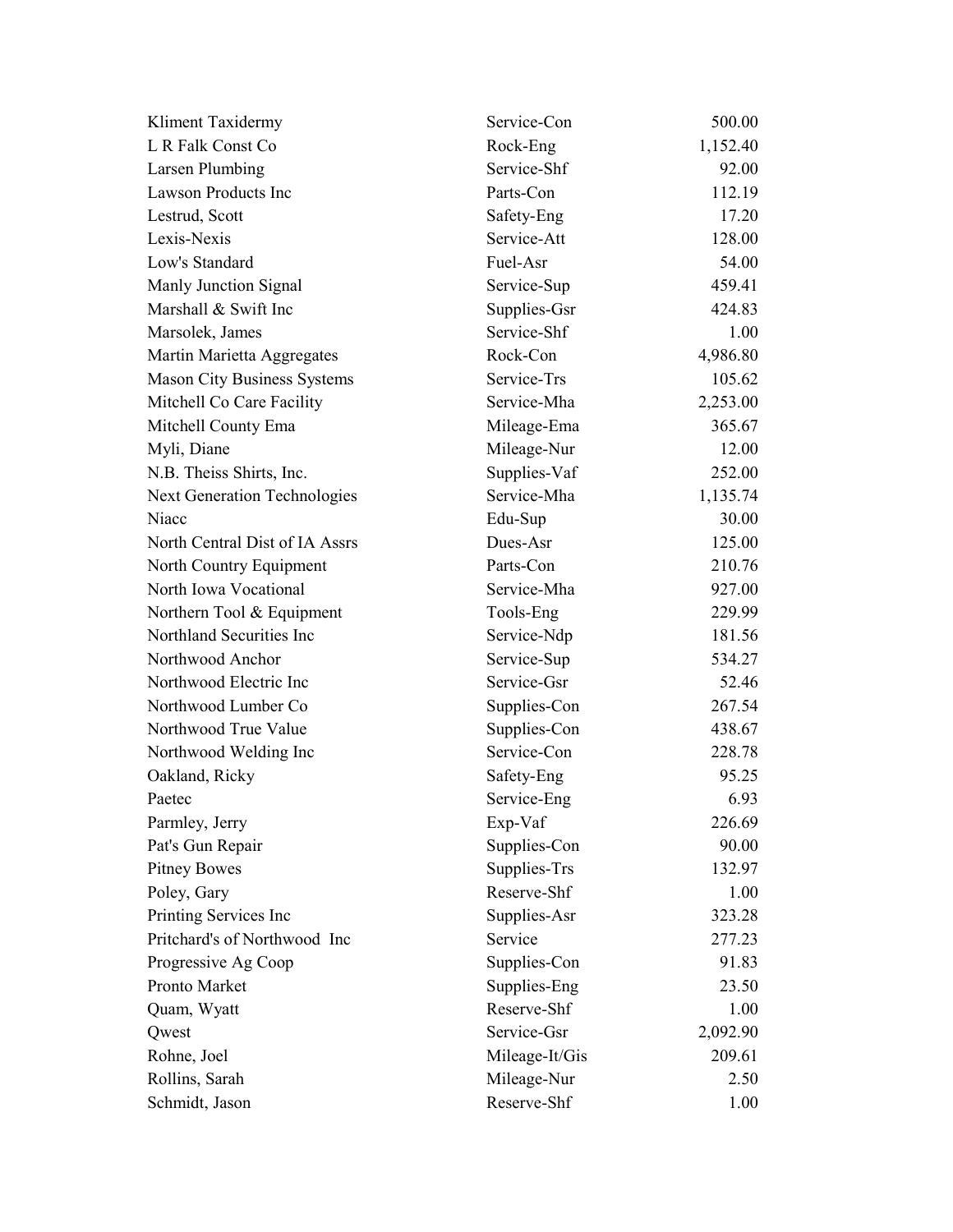| | | |
|---|---|---|
| Kliment Taxidermy | Service-Con | 500.00 |
| L R Falk Const Co | Rock-Eng | 1,152.40 |
| Larsen Plumbing | Service-Shf | 92.00 |
| Lawson Products Inc | Parts-Con | 112.19 |
| Lestrud, Scott | Safety-Eng | 17.20 |
| Lexis-Nexis | Service-Att | 128.00 |
| Low's Standard | Fuel-Asr | 54.00 |
| Manly Junction Signal | Service-Sup | 459.41 |
| Marshall & Swift Inc | Supplies-Gsr | 424.83 |
| Marsolek, James | Service-Shf | 1.00 |
| Martin Marietta Aggregates | Rock-Con | 4,986.80 |
| Mason City Business Systems | Service-Trs | 105.62 |
| Mitchell Co Care Facility | Service-Mha | 2,253.00 |
| Mitchell County Ema | Mileage-Ema | 365.67 |
| Myli, Diane | Mileage-Nur | 12.00 |
| N.B. Theiss Shirts, Inc. | Supplies-Vaf | 252.00 |
| Next Generation Technologies | Service-Mha | 1,135.74 |
| Niacc | Edu-Sup | 30.00 |
| North Central Dist of IA Assrs | Dues-Asr | 125.00 |
| North Country Equipment | Parts-Con | 210.76 |
| North Iowa Vocational | Service-Mha | 927.00 |
| Northern Tool & Equipment | Tools-Eng | 229.99 |
| Northland Securities Inc | Service-Ndp | 181.56 |
| Northwood Anchor | Service-Sup | 534.27 |
| Northwood Electric Inc | Service-Gsr | 52.46 |
| Northwood Lumber Co | Supplies-Con | 267.54 |
| Northwood True Value | Supplies-Con | 438.67 |
| Northwood Welding Inc | Service-Con | 228.78 |
| Oakland, Ricky | Safety-Eng | 95.25 |
| Paetec | Service-Eng | 6.93 |
| Parmley, Jerry | Exp-Vaf | 226.69 |
| Pat's Gun Repair | Supplies-Con | 90.00 |
| Pitney Bowes | Supplies-Trs | 132.97 |
| Poley, Gary | Reserve-Shf | 1.00 |
| Printing Services Inc | Supplies-Asr | 323.28 |
| Pritchard's of Northwood Inc | Service | 277.23 |
| Progressive Ag Coop | Supplies-Con | 91.83 |
| Pronto Market | Supplies-Eng | 23.50 |
| Quam, Wyatt | Reserve-Shf | 1.00 |
| Qwest | Service-Gsr | 2,092.90 |
| Rohne, Joel | Mileage-It/Gis | 209.61 |
| Rollins, Sarah | Mileage-Nur | 2.50 |
| Schmidt, Jason | Reserve-Shf | 1.00 |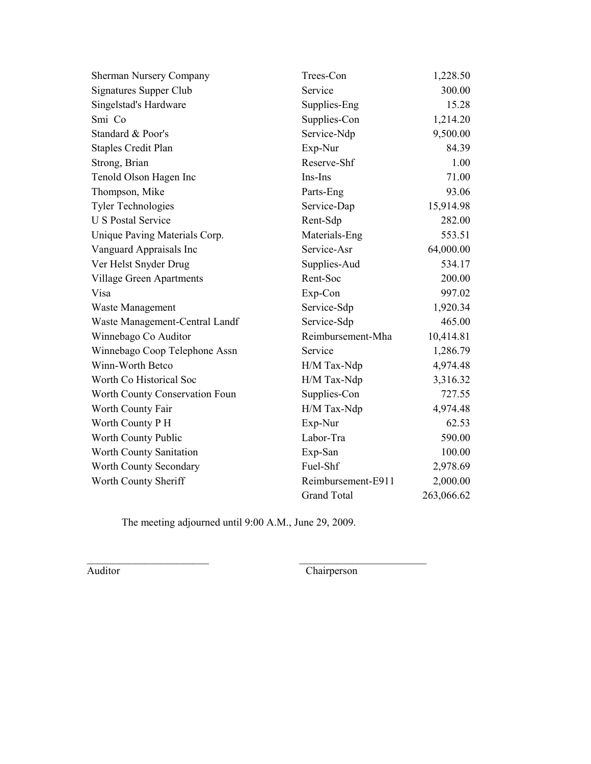| | | |
|---|---|---|
| Sherman Nursery Company | Trees-Con | 1,228.50 |
| Signatures Supper Club | Service | 300.00 |
| Singelstad's Hardware | Supplies-Eng | 15.28 |
| Smi Co | Supplies-Con | 1,214.20 |
| Standard & Poor's | Service-Ndp | 9,500.00 |
| Staples Credit Plan | Exp-Nur | 84.39 |
| Strong, Brian | Reserve-Shf | 1.00 |
| Tenold Olson Hagen Inc | Ins-Ins | 71.00 |
| Thompson, Mike | Parts-Eng | 93.06 |
| Tyler Technologies | Service-Dap | 15,914.98 |
| U S Postal Service | Rent-Sdp | 282.00 |
| Unique Paving Materials Corp. | Materials-Eng | 553.51 |
| Vanguard Appraisals Inc | Service-Asr | 64,000.00 |
| Ver Helst Snyder Drug | Supplies-Aud | 534.17 |
| Village Green Apartments | Rent-Soc | 200.00 |
| Visa | Exp-Con | 997.02 |
| Waste Management | Service-Sdp | 1,920.34 |
| Waste Management-Central Landf | Service-Sdp | 465.00 |
| Winnebago Co Auditor | Reimbursement-Mha | 10,414.81 |
| Winnebago Coop Telephone Assn | Service | 1,286.79 |
| Winn-Worth Betco | H/M Tax-Ndp | 4,974.48 |
| Worth Co Historical Soc | H/M Tax-Ndp | 3,316.32 |
| Worth County Conservation Foun | Supplies-Con | 727.55 |
| Worth County Fair | H/M Tax-Ndp | 4,974.48 |
| Worth County P H | Exp-Nur | 62.53 |
| Worth County Public | Labor-Tra | 590.00 |
| Worth County Sanitation | Exp-San | 100.00 |
| Worth County Secondary | Fuel-Shf | 2,978.69 |
| Worth County Sheriff | Reimbursement-E911 | 2,000.00 |
| | Grand Total | 263,066.62 |

The meeting adjourned until 9:00 A.M., June 29, 2009.

________________________ ________________________

Auditor Chairperson